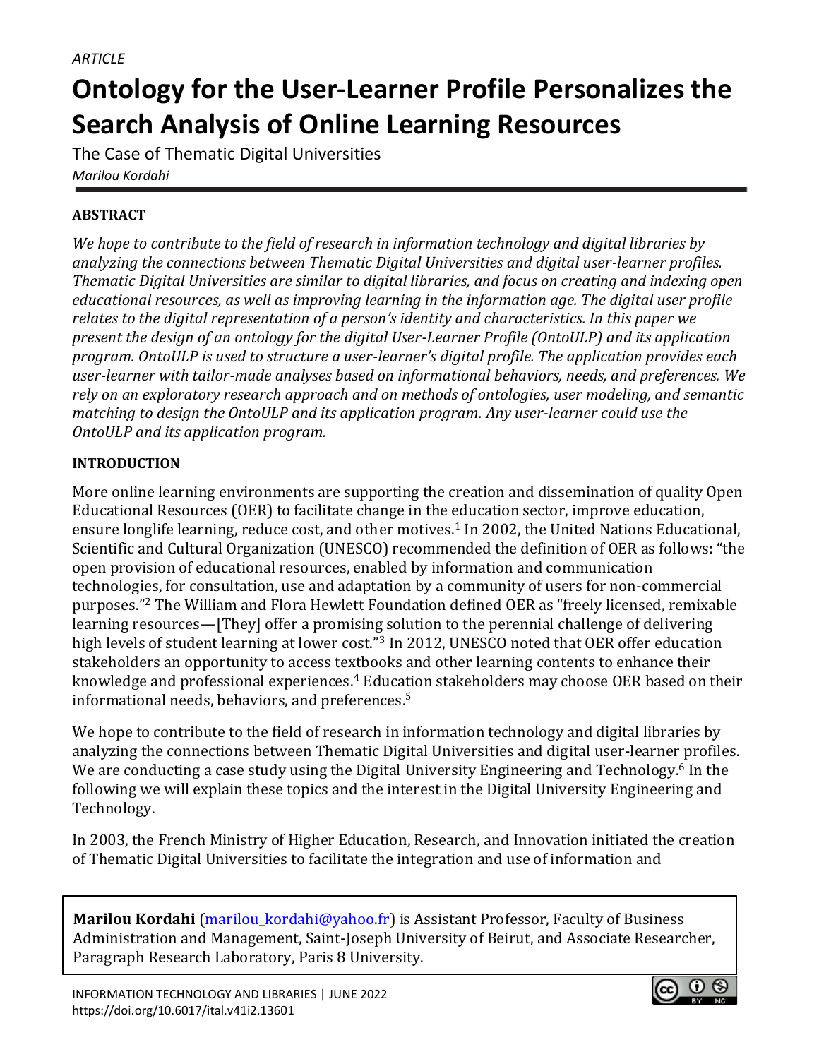*ARTICLE*

# Ontology for the User-Learner Profile Personalizes the Search Analysis of Online Learning Resources

The Case of Thematic Digital Universities

*Marilou Kordahi*

## ABSTRACT

*We hope to contribute to the field of research in information technology and digital libraries by analyzing the connections between Thematic Digital Universities and digital user-learner profiles. Thematic Digital Universities are similar to digital libraries, and focus on creating and indexing open educational resources, as well as improving learning in the information age. The digital user profile relates to the digital representation of a person's identity and characteristics. In this paper we present the design of an ontology for the digital User-Learner Profile (OntoULP) and its application program. OntoULP is used to structure a user-learner's digital profile. The application provides each user-learner with tailor-made analyses based on informational behaviors, needs, and preferences. We rely on an exploratory research approach and on methods of ontologies, user modeling, and semantic matching to design the OntoULP and its application program. Any user-learner could use the OntoULP and its application program.*

## INTRODUCTION

More online learning environments are supporting the creation and dissemination of quality Open Educational Resources (OER) to facilitate change in the education sector, improve education, ensure longlife learning, reduce cost, and other motives.[1] In 2002, the United Nations Educational, Scientific and Cultural Organization (UNESCO) recommended the definition of OER as follows: "the open provision of educational resources, enabled by information and communication technologies, for consultation, use and adaptation by a community of users for non-commercial purposes."[2] The William and Flora Hewlett Foundation defined OER as "freely licensed, remixable learning resources—[They] offer a promising solution to the perennial challenge of delivering high levels of student learning at lower cost."[3] In 2012, UNESCO noted that OER offer education stakeholders an opportunity to access textbooks and other learning contents to enhance their knowledge and professional experiences.[4] Education stakeholders may choose OER based on their informational needs, behaviors, and preferences.[5]

We hope to contribute to the field of research in information technology and digital libraries by analyzing the connections between Thematic Digital Universities and digital user-learner profiles. We are conducting a case study using the Digital University Engineering and Technology.[6] In the following we will explain these topics and the interest in the Digital University Engineering and Technology.

In 2003, the French Ministry of Higher Education, Research, and Innovation initiated the creation of Thematic Digital Universities to facilitate the integration and use of information and

**Marilou Kordahi** (marilou_kordahi@yahoo.fr) is Assistant Professor, Faculty of Business Administration and Management, Saint-Joseph University of Beirut, and Associate Researcher, Paragraph Research Laboratory, Paris 8 University.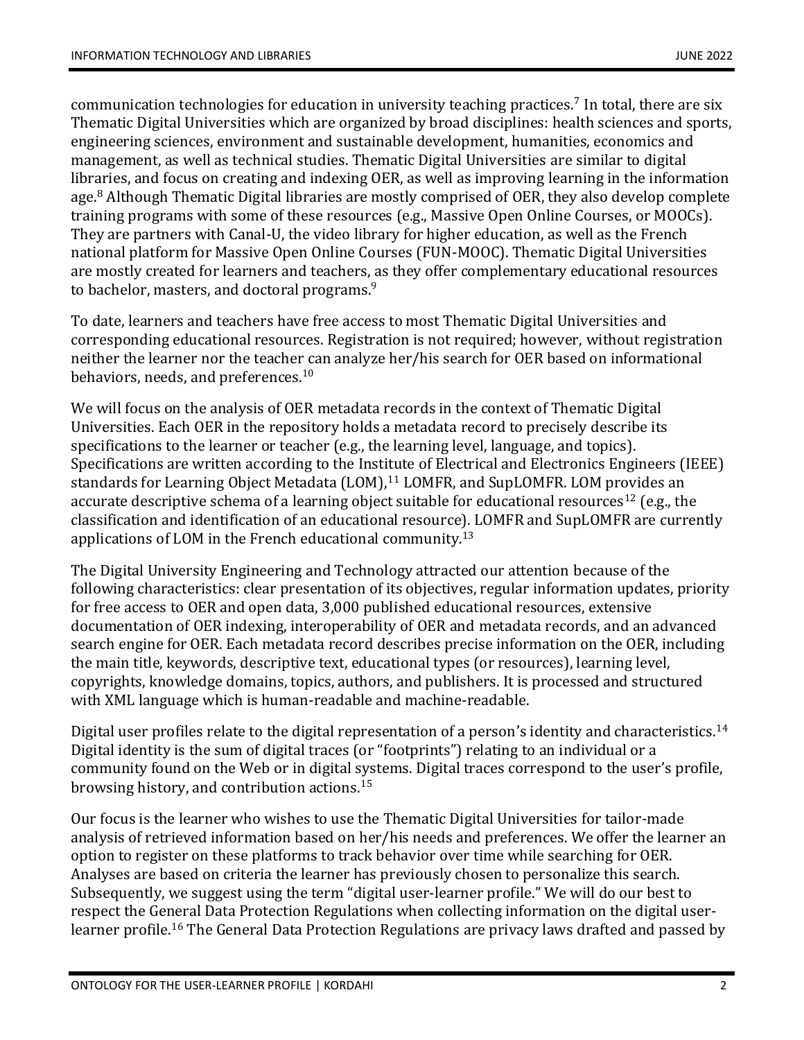communication technologies for education in university teaching practices.[7] In total, there are six Thematic Digital Universities which are organized by broad disciplines: health sciences and sports, engineering sciences, environment and sustainable development, humanities, economics and management, as well as technical studies. Thematic Digital Universities are similar to digital libraries, and focus on creating and indexing OER, as well as improving learning in the information age.[8] Although Thematic Digital libraries are mostly comprised of OER, they also develop complete training programs with some of these resources (e.g., Massive Open Online Courses, or MOOCs). They are partners with Canal-U, the video library for higher education, as well as the French national platform for Massive Open Online Courses (FUN-MOOC). Thematic Digital Universities are mostly created for learners and teachers, as they offer complementary educational resources to bachelor, masters, and doctoral programs.[9]

To date, learners and teachers have free access to most Thematic Digital Universities and corresponding educational resources. Registration is not required; however, without registration neither the learner nor the teacher can analyze her/his search for OER based on informational behaviors, needs, and preferences.[10]

We will focus on the analysis of OER metadata records in the context of Thematic Digital Universities. Each OER in the repository holds a metadata record to precisely describe its specifications to the learner or teacher (e.g., the learning level, language, and topics). Specifications are written according to the Institute of Electrical and Electronics Engineers (IEEE) standards for Learning Object Metadata (LOM),[11] LOMFR, and SupLOMFR. LOM provides an accurate descriptive schema of a learning object suitable for educational resources[12] (e.g., the classification and identification of an educational resource). LOMFR and SupLOMFR are currently applications of LOM in the French educational community.[13]

The Digital University Engineering and Technology attracted our attention because of the following characteristics: clear presentation of its objectives, regular information updates, priority for free access to OER and open data, 3,000 published educational resources, extensive documentation of OER indexing, interoperability of OER and metadata records, and an advanced search engine for OER. Each metadata record describes precise information on the OER, including the main title, keywords, descriptive text, educational types (or resources), learning level, copyrights, knowledge domains, topics, authors, and publishers. It is processed and structured with XML language which is human-readable and machine-readable.

Digital user profiles relate to the digital representation of a person's identity and characteristics.[14] Digital identity is the sum of digital traces (or "footprints") relating to an individual or a community found on the Web or in digital systems. Digital traces correspond to the user's profile, browsing history, and contribution actions.[15]

Our focus is the learner who wishes to use the Thematic Digital Universities for tailor-made analysis of retrieved information based on her/his needs and preferences. We offer the learner an option to register on these platforms to track behavior over time while searching for OER. Analyses are based on criteria the learner has previously chosen to personalize this search. Subsequently, we suggest using the term "digital user-learner profile." We will do our best to respect the General Data Protection Regulations when collecting information on the digital user-learner profile.[16] The General Data Protection Regulations are privacy laws drafted and passed by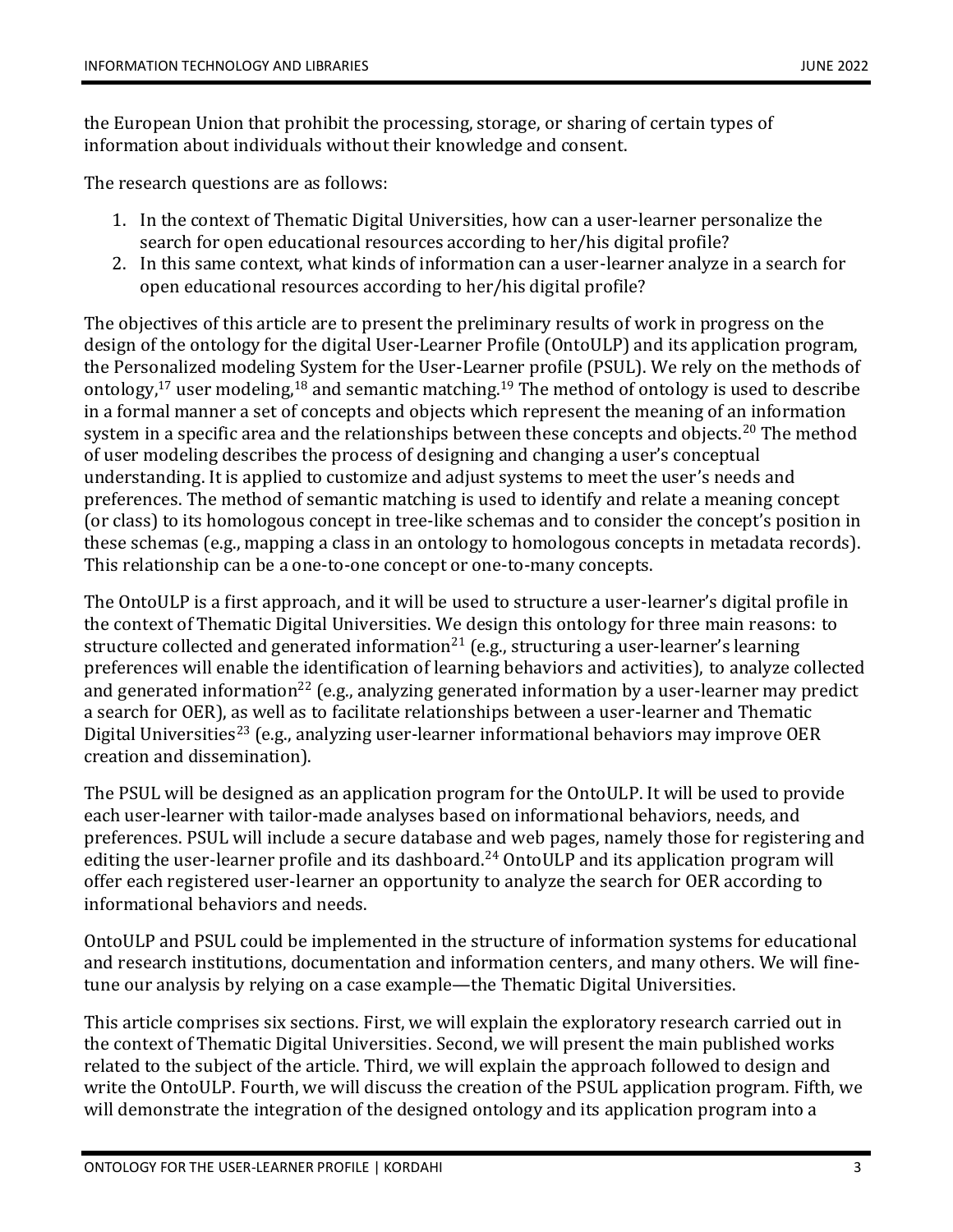the European Union that prohibit the processing, storage, or sharing of certain types of information about individuals without their knowledge and consent.

The research questions are as follows:

1. In the context of Thematic Digital Universities, how can a user-learner personalize the search for open educational resources according to her/his digital profile?
2. In this same context, what kinds of information can a user-learner analyze in a search for open educational resources according to her/his digital profile?

The objectives of this article are to present the preliminary results of work in progress on the design of the ontology for the digital User-Learner Profile (OntoULP) and its application program, the Personalized modeling System for the User-Learner profile (PSUL). We rely on the methods of ontology,[17] user modeling,[18] and semantic matching.[19] The method of ontology is used to describe in a formal manner a set of concepts and objects which represent the meaning of an information system in a specific area and the relationships between these concepts and objects.[20] The method of user modeling describes the process of designing and changing a user's conceptual understanding. It is applied to customize and adjust systems to meet the user's needs and preferences. The method of semantic matching is used to identify and relate a meaning concept (or class) to its homologous concept in tree-like schemas and to consider the concept's position in these schemas (e.g., mapping a class in an ontology to homologous concepts in metadata records). This relationship can be a one-to-one concept or one-to-many concepts.

The OntoULP is a first approach, and it will be used to structure a user-learner's digital profile in the context of Thematic Digital Universities. We design this ontology for three main reasons: to structure collected and generated information[21] (e.g., structuring a user-learner's learning preferences will enable the identification of learning behaviors and activities), to analyze collected and generated information[22] (e.g., analyzing generated information by a user-learner may predict a search for OER), as well as to facilitate relationships between a user-learner and Thematic Digital Universities[23] (e.g., analyzing user-learner informational behaviors may improve OER creation and dissemination).

The PSUL will be designed as an application program for the OntoULP. It will be used to provide each user-learner with tailor-made analyses based on informational behaviors, needs, and preferences. PSUL will include a secure database and web pages, namely those for registering and editing the user-learner profile and its dashboard.[24] OntoULP and its application program will offer each registered user-learner an opportunity to analyze the search for OER according to informational behaviors and needs.

OntoULP and PSUL could be implemented in the structure of information systems for educational and research institutions, documentation and information centers, and many others. We will fine-tune our analysis by relying on a case example—the Thematic Digital Universities.

This article comprises six sections. First, we will explain the exploratory research carried out in the context of Thematic Digital Universities. Second, we will present the main published works related to the subject of the article. Third, we will explain the approach followed to design and write the OntoULP. Fourth, we will discuss the creation of the PSUL application program. Fifth, we will demonstrate the integration of the designed ontology and its application program into a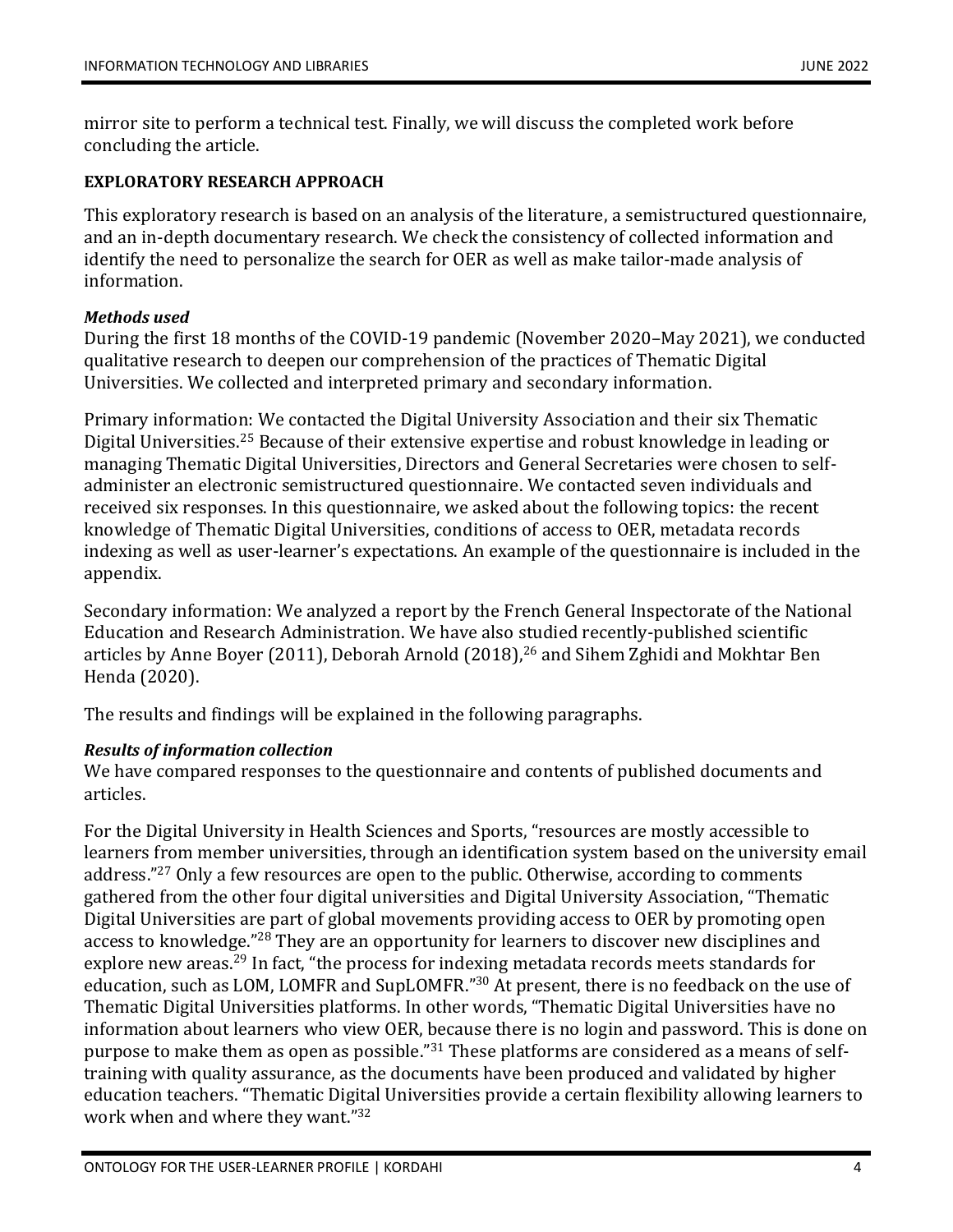mirror site to perform a technical test. Finally, we will discuss the completed work before concluding the article.

## EXPLORATORY RESEARCH APPROACH

This exploratory research is based on an analysis of the literature, a semistructured questionnaire, and an in-depth documentary research. We check the consistency of collected information and identify the need to personalize the search for OER as well as make tailor-made analysis of information.

### *Methods used*

During the first 18 months of the COVID-19 pandemic (November 2020–May 2021), we conducted qualitative research to deepen our comprehension of the practices of Thematic Digital Universities. We collected and interpreted primary and secondary information.

Primary information: We contacted the Digital University Association and their six Thematic Digital Universities.[25] Because of their extensive expertise and robust knowledge in leading or managing Thematic Digital Universities, Directors and General Secretaries were chosen to self-administer an electronic semistructured questionnaire. We contacted seven individuals and received six responses. In this questionnaire, we asked about the following topics: the recent knowledge of Thematic Digital Universities, conditions of access to OER, metadata records indexing as well as user-learner's expectations. An example of the questionnaire is included in the appendix.

Secondary information: We analyzed a report by the French General Inspectorate of the National Education and Research Administration. We have also studied recently-published scientific articles by Anne Boyer (2011), Deborah Arnold (2018),[26] and Sihem Zghidi and Mokhtar Ben Henda (2020).

The results and findings will be explained in the following paragraphs.

### *Results of information collection*

We have compared responses to the questionnaire and contents of published documents and articles.

For the Digital University in Health Sciences and Sports, "resources are mostly accessible to learners from member universities, through an identification system based on the university email address."[27] Only a few resources are open to the public. Otherwise, according to comments gathered from the other four digital universities and Digital University Association, "Thematic Digital Universities are part of global movements providing access to OER by promoting open access to knowledge."[28] They are an opportunity for learners to discover new disciplines and explore new areas.[29] In fact, "the process for indexing metadata records meets standards for education, such as LOM, LOMFR and SupLOMFR."[30] At present, there is no feedback on the use of Thematic Digital Universities platforms. In other words, "Thematic Digital Universities have no information about learners who view OER, because there is no login and password. This is done on purpose to make them as open as possible."[31] These platforms are considered as a means of self-training with quality assurance, as the documents have been produced and validated by higher education teachers. "Thematic Digital Universities provide a certain flexibility allowing learners to work when and where they want."[32]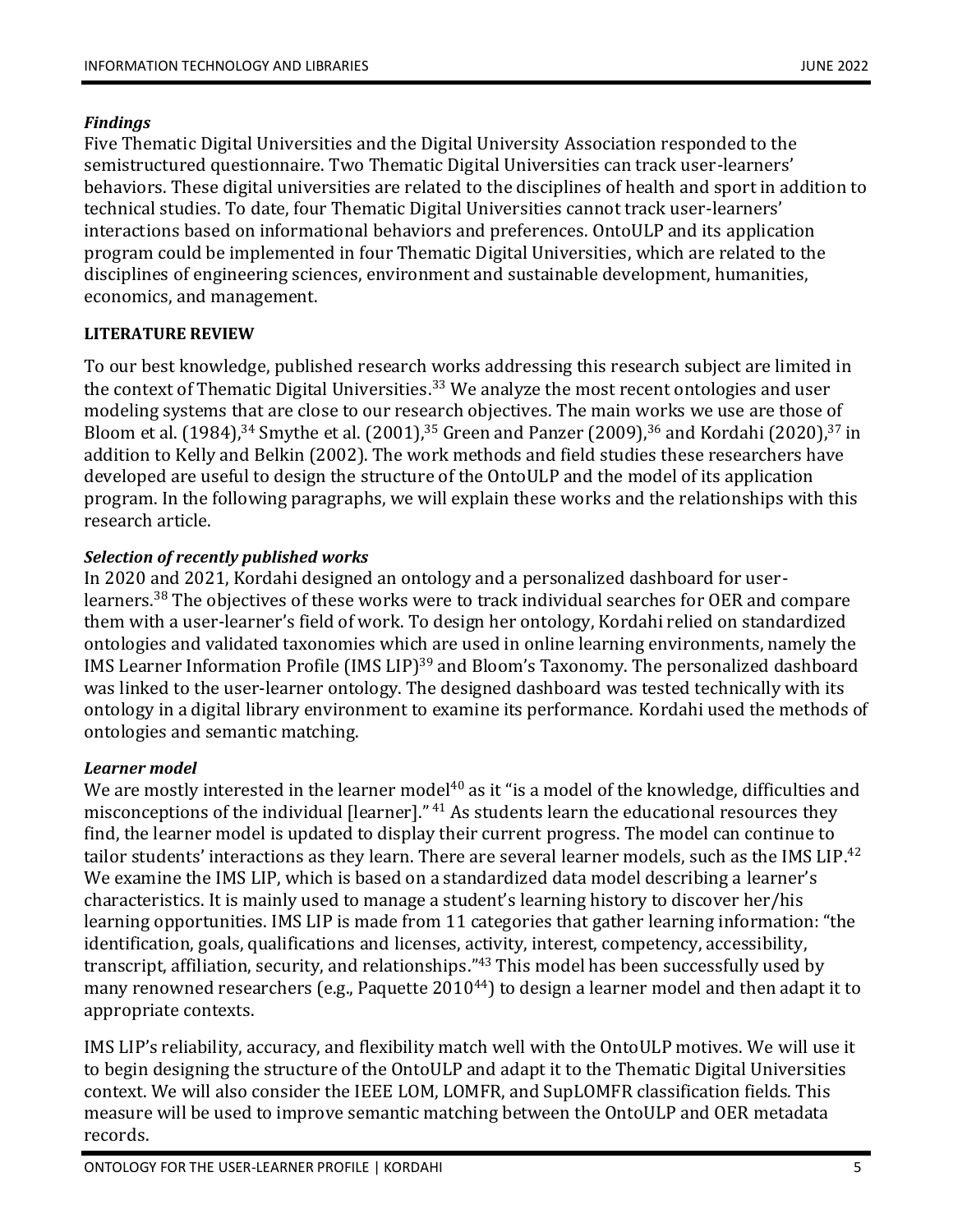### *Findings*

Five Thematic Digital Universities and the Digital University Association responded to the semistructured questionnaire. Two Thematic Digital Universities can track user-learners' behaviors. These digital universities are related to the disciplines of health and sport in addition to technical studies. To date, four Thematic Digital Universities cannot track user-learners' interactions based on informational behaviors and preferences. OntoULP and its application program could be implemented in four Thematic Digital Universities, which are related to the disciplines of engineering sciences, environment and sustainable development, humanities, economics, and management.

## LITERATURE REVIEW

To our best knowledge, published research works addressing this research subject are limited in the context of Thematic Digital Universities.[33] We analyze the most recent ontologies and user modeling systems that are close to our research objectives. The main works we use are those of Bloom et al. (1984),[34] Smythe et al. (2001),[35] Green and Panzer (2009),[36] and Kordahi (2020),[37] in addition to Kelly and Belkin (2002). The work methods and field studies these researchers have developed are useful to design the structure of the OntoULP and the model of its application program. In the following paragraphs, we will explain these works and the relationships with this research article.

### *Selection of recently published works*

In 2020 and 2021, Kordahi designed an ontology and a personalized dashboard for user-learners.[38] The objectives of these works were to track individual searches for OER and compare them with a user-learner's field of work. To design her ontology, Kordahi relied on standardized ontologies and validated taxonomies which are used in online learning environments, namely the IMS Learner Information Profile (IMS LIP)[39] and Bloom's Taxonomy. The personalized dashboard was linked to the user-learner ontology. The designed dashboard was tested technically with its ontology in a digital library environment to examine its performance. Kordahi used the methods of ontologies and semantic matching.

### *Learner model*

We are mostly interested in the learner model[40] as it "is a model of the knowledge, difficulties and misconceptions of the individual [learner]." [41] As students learn the educational resources they find, the learner model is updated to display their current progress. The model can continue to tailor students' interactions as they learn. There are several learner models, such as the IMS LIP.[42] We examine the IMS LIP, which is based on a standardized data model describing a learner's characteristics. It is mainly used to manage a student's learning history to discover her/his learning opportunities. IMS LIP is made from 11 categories that gather learning information: "the identification, goals, qualifications and licenses, activity, interest, competency, accessibility, transcript, affiliation, security, and relationships."[43] This model has been successfully used by many renowned researchers (e.g., Paquette 2010[44]) to design a learner model and then adapt it to appropriate contexts.

IMS LIP's reliability, accuracy, and flexibility match well with the OntoULP motives. We will use it to begin designing the structure of the OntoULP and adapt it to the Thematic Digital Universities context. We will also consider the IEEE LOM, LOMFR, and SupLOMFR classification fields. This measure will be used to improve semantic matching between the OntoULP and OER metadata records.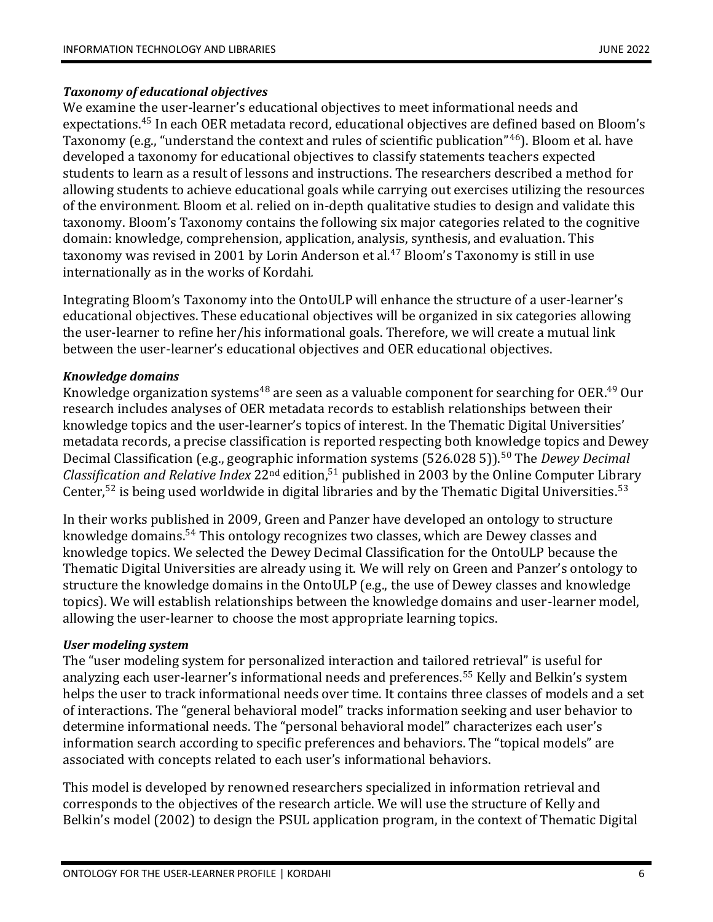### *Taxonomy of educational objectives*

We examine the user-learner's educational objectives to meet informational needs and expectations.[45] In each OER metadata record, educational objectives are defined based on Bloom's Taxonomy (e.g., "understand the context and rules of scientific publication"[46]). Bloom et al. have developed a taxonomy for educational objectives to classify statements teachers expected students to learn as a result of lessons and instructions. The researchers described a method for allowing students to achieve educational goals while carrying out exercises utilizing the resources of the environment. Bloom et al. relied on in-depth qualitative studies to design and validate this taxonomy. Bloom's Taxonomy contains the following six major categories related to the cognitive domain: knowledge, comprehension, application, analysis, synthesis, and evaluation. This taxonomy was revised in 2001 by Lorin Anderson et al.[47] Bloom's Taxonomy is still in use internationally as in the works of Kordahi.

Integrating Bloom's Taxonomy into the OntoULP will enhance the structure of a user-learner's educational objectives. These educational objectives will be organized in six categories allowing the user-learner to refine her/his informational goals. Therefore, we will create a mutual link between the user-learner's educational objectives and OER educational objectives.

### *Knowledge domains*

Knowledge organization systems[48] are seen as a valuable component for searching for OER.[49] Our research includes analyses of OER metadata records to establish relationships between their knowledge topics and the user-learner's topics of interest. In the Thematic Digital Universities' metadata records, a precise classification is reported respecting both knowledge topics and Dewey Decimal Classification (e.g., geographic information systems (526.028 5)).[50] The *Dewey Decimal Classification and Relative Index* 22nd edition,[51] published in 2003 by the Online Computer Library Center,[52] is being used worldwide in digital libraries and by the Thematic Digital Universities.[53]

In their works published in 2009, Green and Panzer have developed an ontology to structure knowledge domains.[54] This ontology recognizes two classes, which are Dewey classes and knowledge topics. We selected the Dewey Decimal Classification for the OntoULP because the Thematic Digital Universities are already using it. We will rely on Green and Panzer's ontology to structure the knowledge domains in the OntoULP (e.g., the use of Dewey classes and knowledge topics). We will establish relationships between the knowledge domains and user-learner model, allowing the user-learner to choose the most appropriate learning topics.

### *User modeling system*

The "user modeling system for personalized interaction and tailored retrieval" is useful for analyzing each user-learner's informational needs and preferences.[55] Kelly and Belkin's system helps the user to track informational needs over time. It contains three classes of models and a set of interactions. The "general behavioral model" tracks information seeking and user behavior to determine informational needs. The "personal behavioral model" characterizes each user's information search according to specific preferences and behaviors. The "topical models" are associated with concepts related to each user's informational behaviors.

This model is developed by renowned researchers specialized in information retrieval and corresponds to the objectives of the research article. We will use the structure of Kelly and Belkin's model (2002) to design the PSUL application program, in the context of Thematic Digital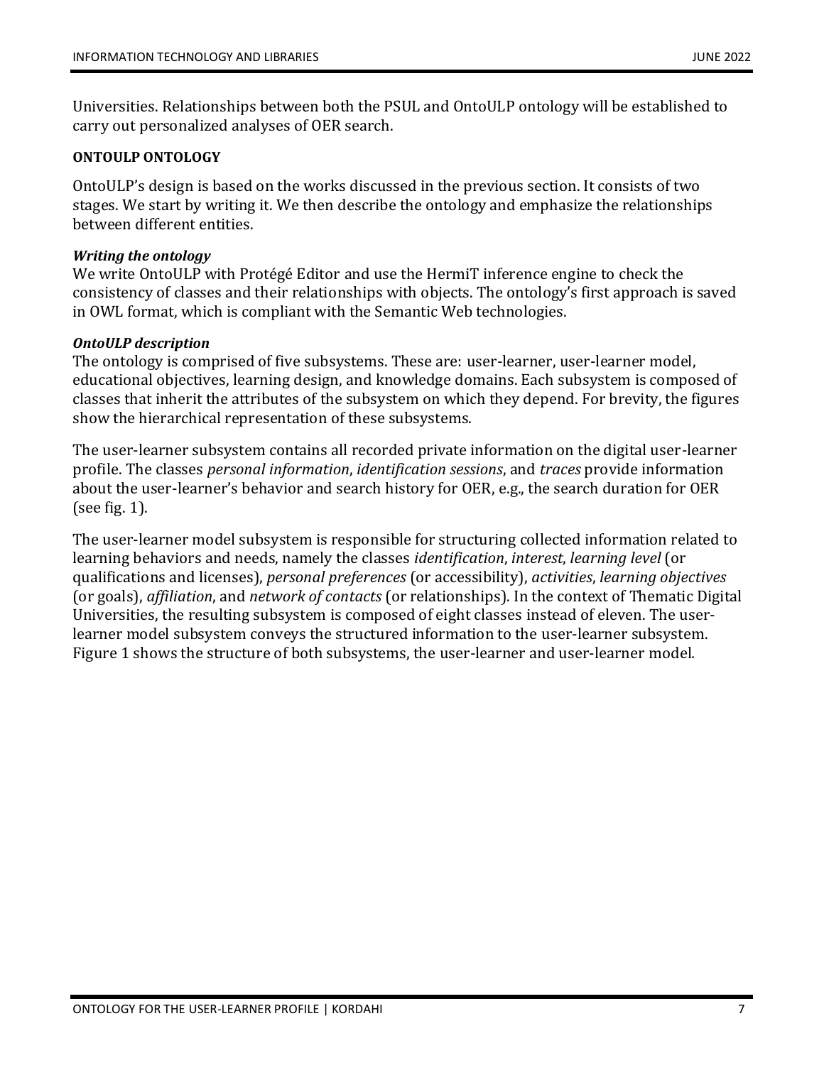Universities. Relationships between both the PSUL and OntoULP ontology will be established to carry out personalized analyses of OER search.

## ONTOULP ONTOLOGY

OntoULP's design is based on the works discussed in the previous section. It consists of two stages. We start by writing it. We then describe the ontology and emphasize the relationships between different entities.

### *Writing the ontology*

We write OntoULP with Protégé Editor and use the HermiT inference engine to check the consistency of classes and their relationships with objects. The ontology's first approach is saved in OWL format, which is compliant with the Semantic Web technologies.

### *OntoULP description*

The ontology is comprised of five subsystems. These are: user-learner, user-learner model, educational objectives, learning design, and knowledge domains. Each subsystem is composed of classes that inherit the attributes of the subsystem on which they depend. For brevity, the figures show the hierarchical representation of these subsystems.

The user-learner subsystem contains all recorded private information on the digital user-learner profile. The classes *personal information*, *identification sessions*, and *traces* provide information about the user-learner's behavior and search history for OER, e.g., the search duration for OER (see fig. 1).

The user-learner model subsystem is responsible for structuring collected information related to learning behaviors and needs, namely the classes *identification*, *interest*, *learning level* (or qualifications and licenses), *personal preferences* (or accessibility), *activities*, *learning objectives* (or goals), *affiliation*, and *network of contacts* (or relationships). In the context of Thematic Digital Universities, the resulting subsystem is composed of eight classes instead of eleven. The user-learner model subsystem conveys the structured information to the user-learner subsystem. Figure 1 shows the structure of both subsystems, the user-learner and user-learner model.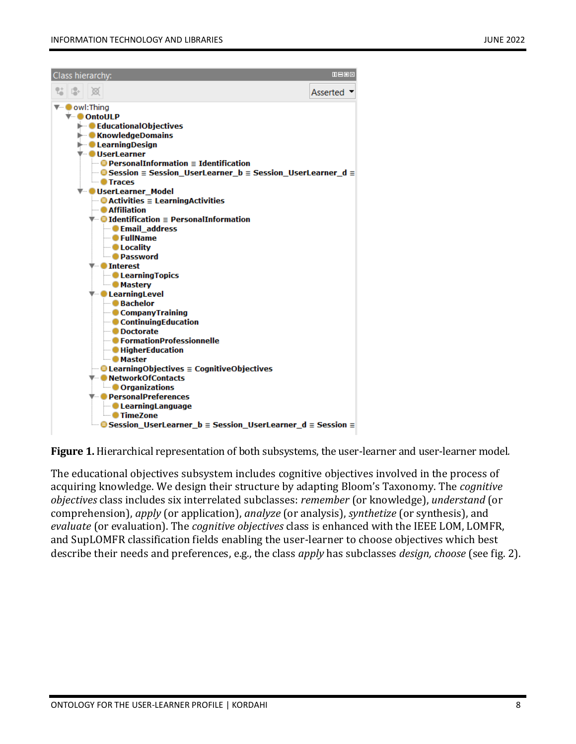Class hierarchy:

```
owl:Thing
  OntoULP
    EducationalObjectives
    KnowledgeDomains
    LearningDesign
    UserLearner
      PersonalInformation ≡ Identification
      Session ≡ Session_UserLearner_b ≡ Session_UserLearner_d ≡
      Traces
    UserLearner_Model
      Activities ≡ LearningActivities
      Affiliation
      Identification ≡ PersonalInformation
        Email_address
        FullName
        Locality
        Password
      Interest
        LearningTopics
        Mastery
      LearningLevel
        Bachelor
        CompanyTraining
        ContinuingEducation
        Doctorate
        FormationProfessionnelle
        HigherEducation
        Master
      LearningObjectives ≡ CognitiveObjectives
      NetworkOfContacts
        Organizations
      PersonalPreferences
        LearningLanguage
        TimeZone
      Session_UserLearner_b ≡ Session_UserLearner_d ≡ Session ≡
```

**Figure 1.** Hierarchical representation of both subsystems, the user-learner and user-learner model.

The educational objectives subsystem includes cognitive objectives involved in the process of acquiring knowledge. We design their structure by adapting Bloom's Taxonomy. The *cognitive objectives* class includes six interrelated subclasses: *remember* (or knowledge), *understand* (or comprehension), *apply* (or application), *analyze* (or analysis), *synthetize* (or synthesis), and *evaluate* (or evaluation). The *cognitive objectives* class is enhanced with the IEEE LOM, LOMFR, and SupLOMFR classification fields enabling the user-learner to choose objectives which best describe their needs and preferences, e.g., the class *apply* has subclasses *design, choose* (see fig. 2).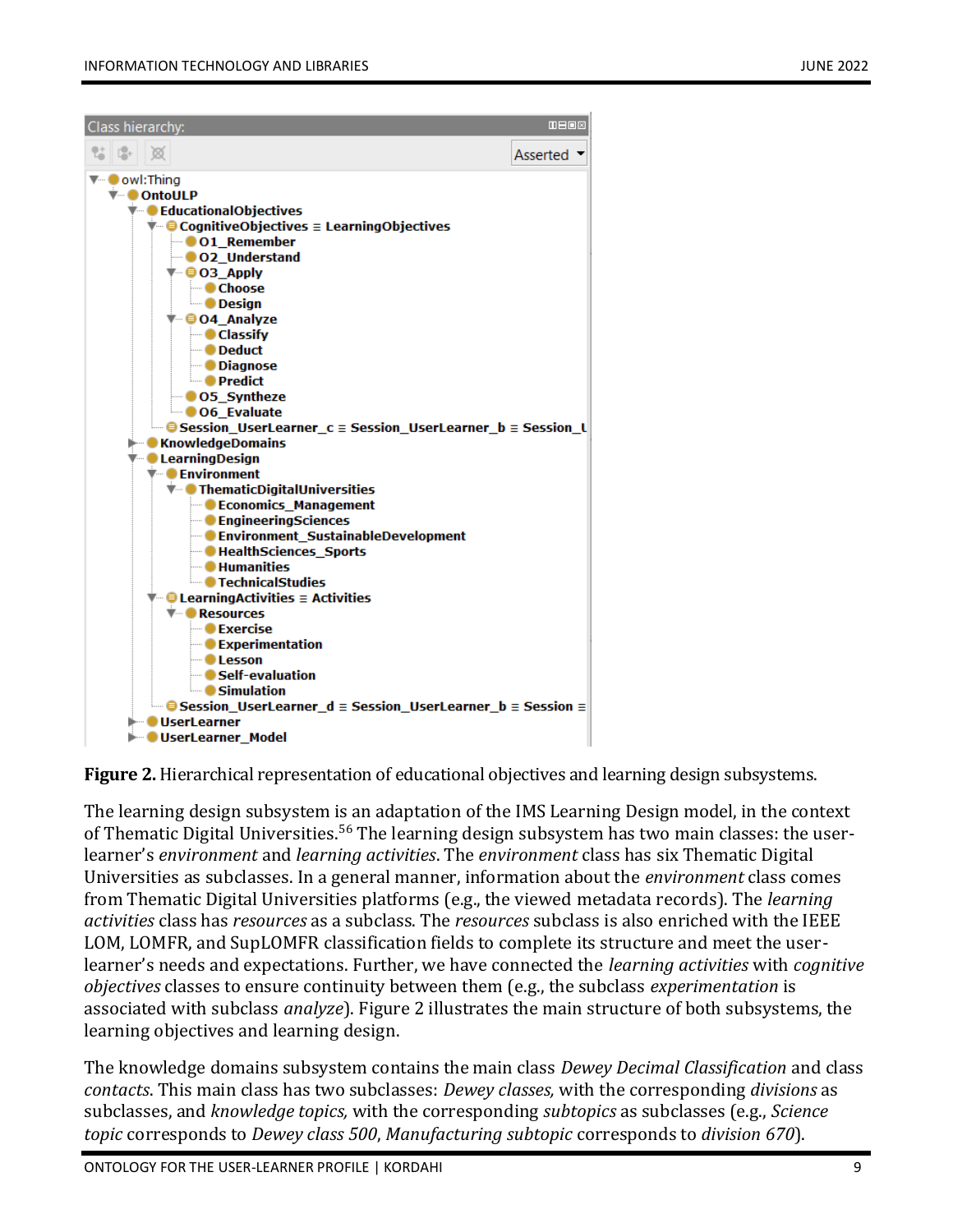Figure 2. Hierarchical representation of educational objectives and learning design subsystems.

The learning design subsystem is an adaptation of the IMS Learning Design model, in the context of Thematic Digital Universities.[56] The learning design subsystem has two main classes: the user-learner's *environment* and *learning activities*. The *environment* class has six Thematic Digital Universities as subclasses. In a general manner, information about the *environment* class comes from Thematic Digital Universities platforms (e.g., the viewed metadata records). The *learning activities* class has *resources* as a subclass. The *resources* subclass is also enriched with the IEEE LOM, LOMFR, and SupLOMFR classification fields to complete its structure and meet the user-learner's needs and expectations. Further, we have connected the *learning activities* with *cognitive objectives* classes to ensure continuity between them (e.g., the subclass *experimentation* is associated with subclass *analyze*). Figure 2 illustrates the main structure of both subsystems, the learning objectives and learning design.

The knowledge domains subsystem contains the main class *Dewey Decimal Classification* and class *contacts*. This main class has two subclasses: *Dewey classes,* with the corresponding *divisions* as subclasses, and *knowledge topics,* with the corresponding *subtopics* as subclasses (e.g., *Science topic* corresponds to *Dewey class 500*, *Manufacturing subtopic* corresponds to *division 670*).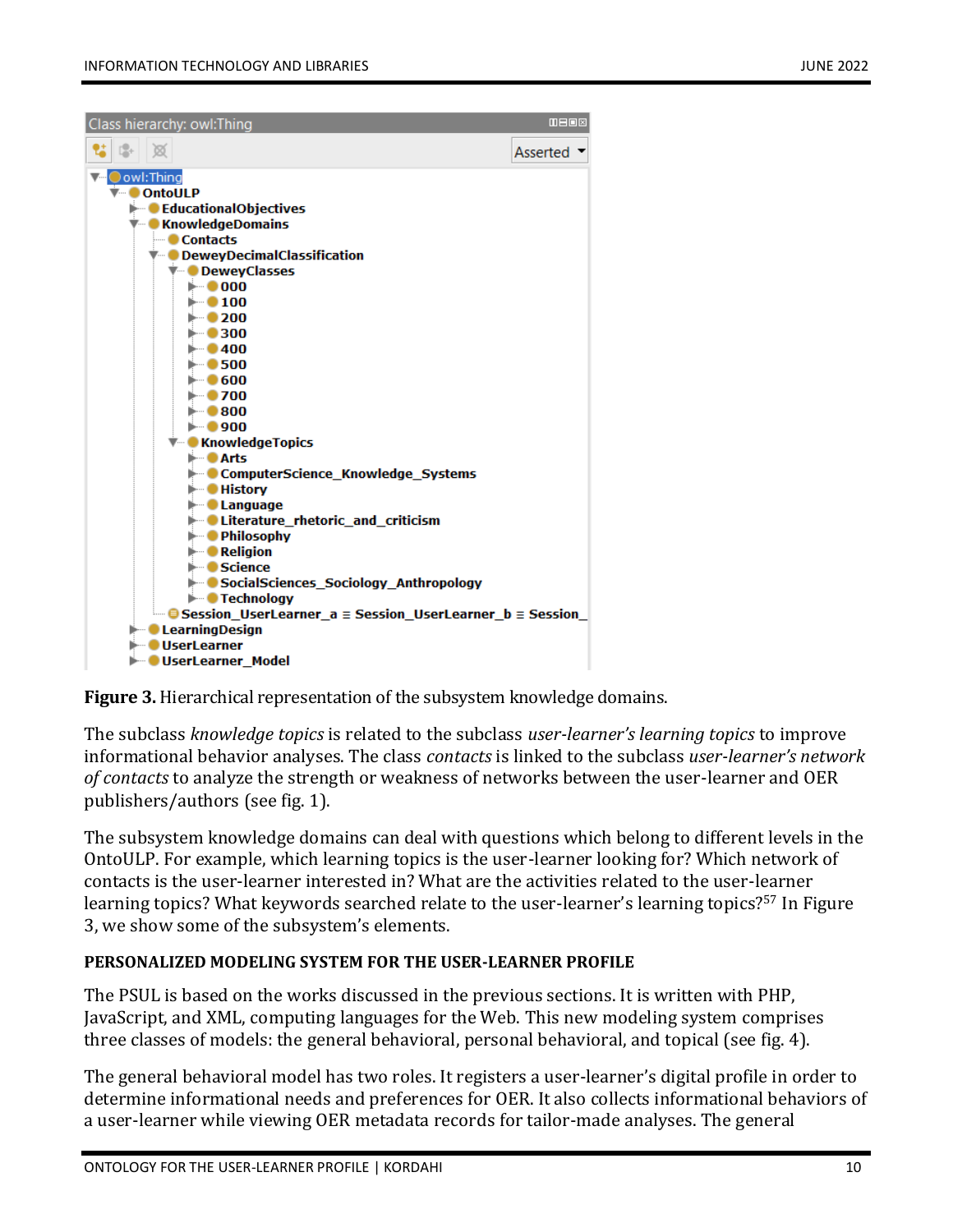Figure 3. Hierarchical representation of the subsystem knowledge domains.

The subclass *knowledge topics* is related to the subclass *user-learner's learning topics* to improve informational behavior analyses. The class *contacts* is linked to the subclass *user-learner's network of contacts* to analyze the strength or weakness of networks between the user-learner and OER publishers/authors (see fig. 1).

The subsystem knowledge domains can deal with questions which belong to different levels in the OntoULP. For example, which learning topics is the user-learner looking for? Which network of contacts is the user-learner interested in? What are the activities related to the user-learner learning topics? What keywords searched relate to the user-learner's learning topics?[57] In Figure 3, we show some of the subsystem's elements.

## PERSONALIZED MODELING SYSTEM FOR THE USER-LEARNER PROFILE

The PSUL is based on the works discussed in the previous sections. It is written with PHP, JavaScript, and XML, computing languages for the Web. This new modeling system comprises three classes of models: the general behavioral, personal behavioral, and topical (see fig. 4).

The general behavioral model has two roles. It registers a user-learner's digital profile in order to determine informational needs and preferences for OER. It also collects informational behaviors of a user-learner while viewing OER metadata records for tailor-made analyses. The general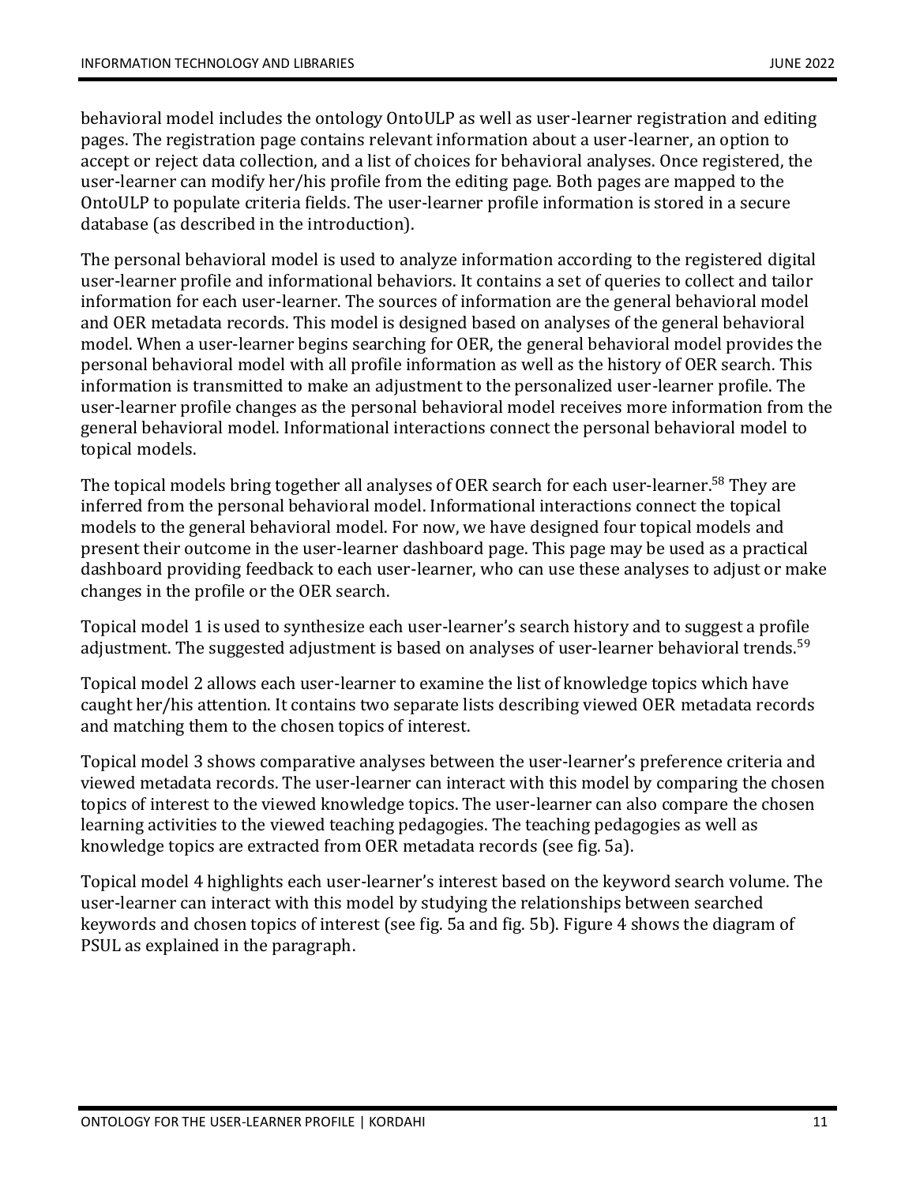behavioral model includes the ontology OntoULP as well as user-learner registration and editing pages. The registration page contains relevant information about a user-learner, an option to accept or reject data collection, and a list of choices for behavioral analyses. Once registered, the user-learner can modify her/his profile from the editing page. Both pages are mapped to the OntoULP to populate criteria fields. The user-learner profile information is stored in a secure database (as described in the introduction).

The personal behavioral model is used to analyze information according to the registered digital user-learner profile and informational behaviors. It contains a set of queries to collect and tailor information for each user-learner. The sources of information are the general behavioral model and OER metadata records. This model is designed based on analyses of the general behavioral model. When a user-learner begins searching for OER, the general behavioral model provides the personal behavioral model with all profile information as well as the history of OER search. This information is transmitted to make an adjustment to the personalized user-learner profile. The user-learner profile changes as the personal behavioral model receives more information from the general behavioral model. Informational interactions connect the personal behavioral model to topical models.

The topical models bring together all analyses of OER search for each user-learner.[58] They are inferred from the personal behavioral model. Informational interactions connect the topical models to the general behavioral model. For now, we have designed four topical models and present their outcome in the user-learner dashboard page. This page may be used as a practical dashboard providing feedback to each user-learner, who can use these analyses to adjust or make changes in the profile or the OER search.

Topical model 1 is used to synthesize each user-learner's search history and to suggest a profile adjustment. The suggested adjustment is based on analyses of user-learner behavioral trends.[59]

Topical model 2 allows each user-learner to examine the list of knowledge topics which have caught her/his attention. It contains two separate lists describing viewed OER metadata records and matching them to the chosen topics of interest.

Topical model 3 shows comparative analyses between the user-learner's preference criteria and viewed metadata records. The user-learner can interact with this model by comparing the chosen topics of interest to the viewed knowledge topics. The user-learner can also compare the chosen learning activities to the viewed teaching pedagogies. The teaching pedagogies as well as knowledge topics are extracted from OER metadata records (see fig. 5a).

Topical model 4 highlights each user-learner's interest based on the keyword search volume. The user-learner can interact with this model by studying the relationships between searched keywords and chosen topics of interest (see fig. 5a and fig. 5b). Figure 4 shows the diagram of PSUL as explained in the paragraph.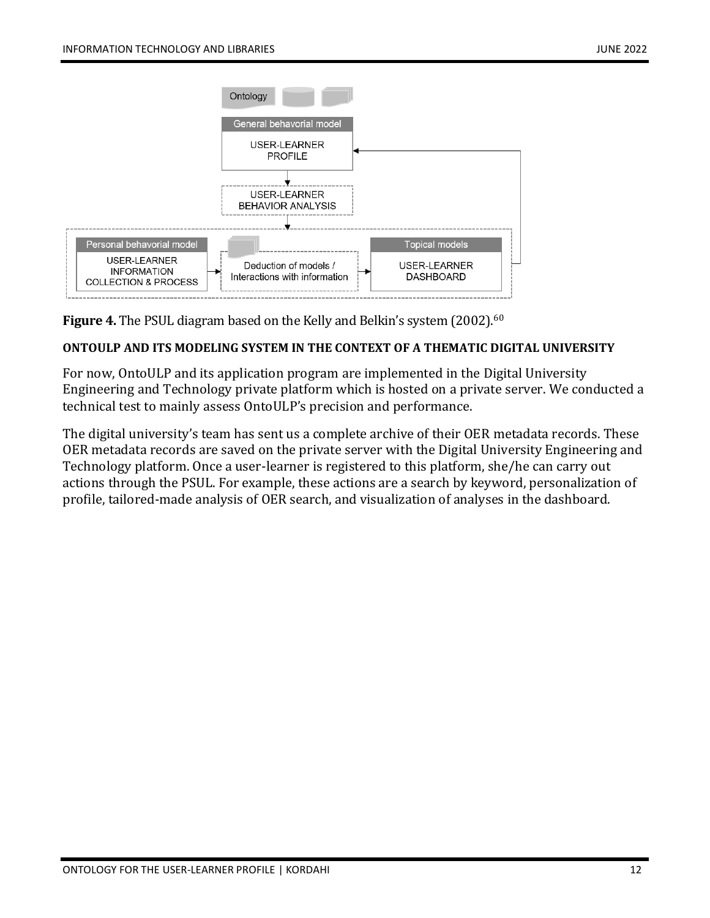Ontology

General behavioral model

USER-LEARNER PROFILE

USER-LEARNER BEHAVIOR ANALYSIS

Personal behavioral model

USER-LEARNER INFORMATION COLLECTION & PROCESS

Deduction of models / Interactions with information

Topical models

USER-LEARNER DASHBOARD

**Figure 4.** The PSUL diagram based on the Kelly and Belkin's system (2002).[60]

### ONTOULP AND ITS MODELING SYSTEM IN THE CONTEXT OF A THEMATIC DIGITAL UNIVERSITY

For now, OntoULP and its application program are implemented in the Digital University Engineering and Technology private platform which is hosted on a private server. We conducted a technical test to mainly assess OntoULP's precision and performance.

The digital university's team has sent us a complete archive of their OER metadata records. These OER metadata records are saved on the private server with the Digital University Engineering and Technology platform. Once a user-learner is registered to this platform, she/he can carry out actions through the PSUL. For example, these actions are a search by keyword, personalization of profile, tailored-made analysis of OER search, and visualization of analyses in the dashboard.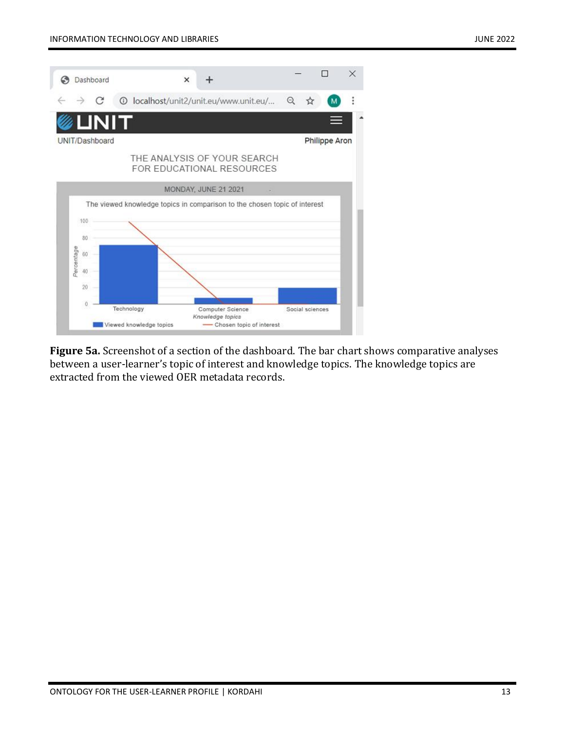**Figure 5a.** Screenshot of a section of the dashboard. The bar chart shows comparative analyses between a user-learner's topic of interest and knowledge topics. The knowledge topics are extracted from the viewed OER metadata records.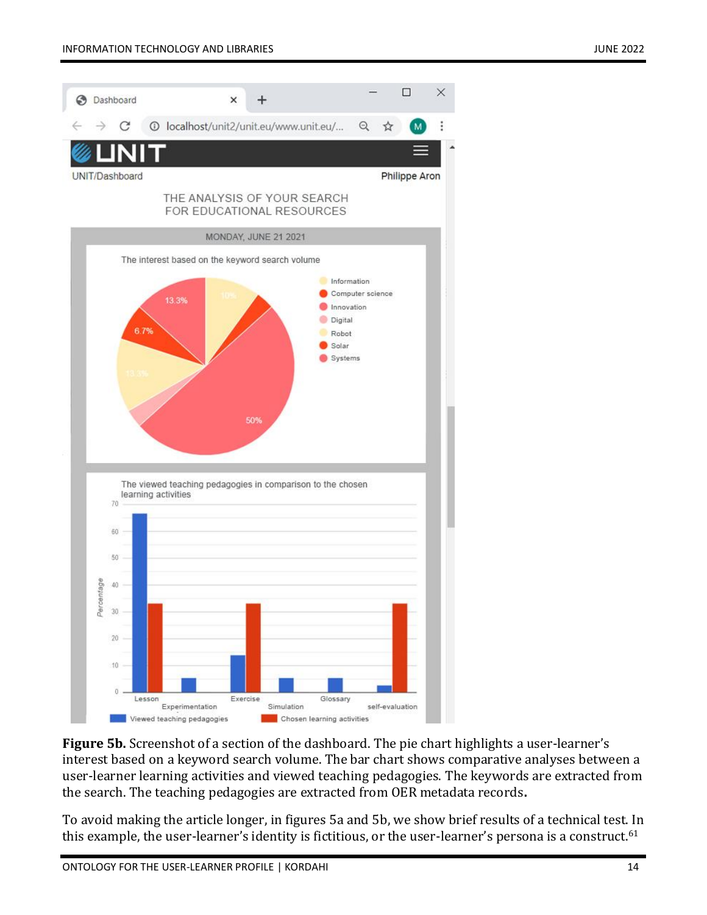**Figure 5b.** Screenshot of a section of the dashboard. The pie chart highlights a user-learner's interest based on a keyword search volume. The bar chart shows comparative analyses between a user-learner learning activities and viewed teaching pedagogies. The keywords are extracted from the search. The teaching pedagogies are extracted from OER metadata records**.**

To avoid making the article longer, in figures 5a and 5b, we show brief results of a technical test. In this example, the user-learner's identity is fictitious, or the user-learner's persona is a construct.[61]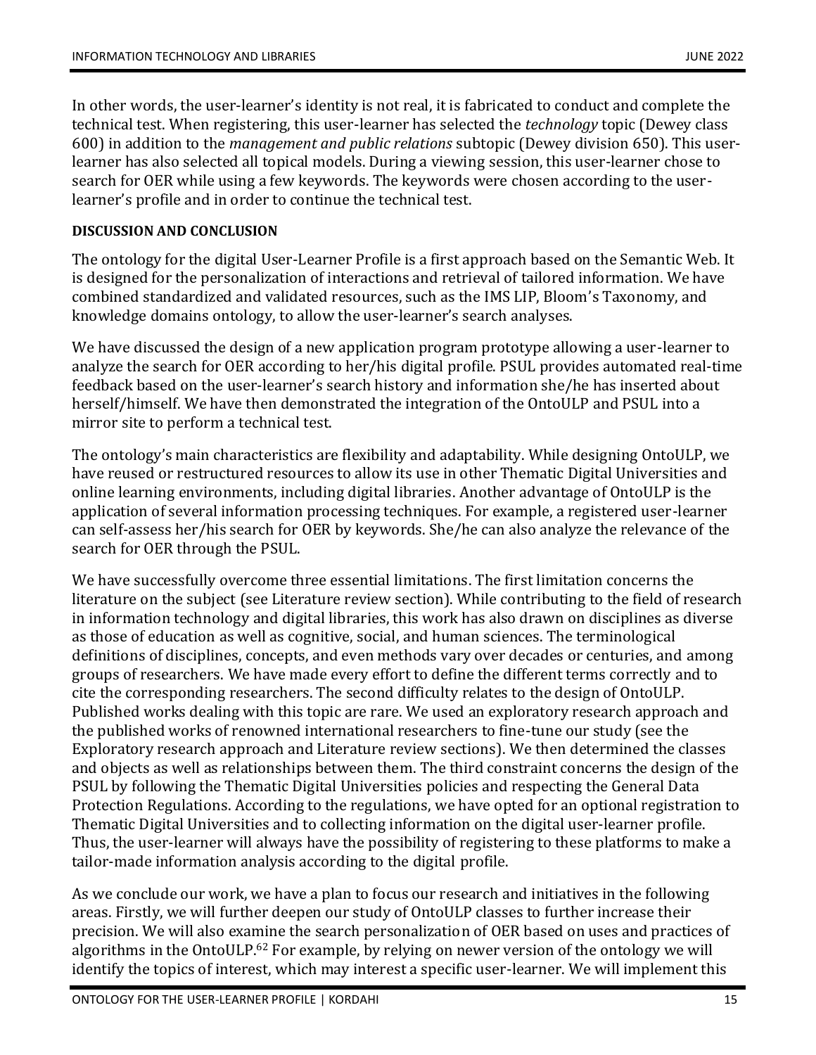In other words, the user-learner's identity is not real, it is fabricated to conduct and complete the technical test. When registering, this user-learner has selected the *technology* topic (Dewey class 600) in addition to the *management and public relations* subtopic (Dewey division 650). This user-learner has also selected all topical models. During a viewing session, this user-learner chose to search for OER while using a few keywords. The keywords were chosen according to the user-learner's profile and in order to continue the technical test.

## DISCUSSION AND CONCLUSION

The ontology for the digital User-Learner Profile is a first approach based on the Semantic Web. It is designed for the personalization of interactions and retrieval of tailored information. We have combined standardized and validated resources, such as the IMS LIP, Bloom's Taxonomy, and knowledge domains ontology, to allow the user-learner's search analyses.

We have discussed the design of a new application program prototype allowing a user-learner to analyze the search for OER according to her/his digital profile. PSUL provides automated real-time feedback based on the user-learner's search history and information she/he has inserted about herself/himself. We have then demonstrated the integration of the OntoULP and PSUL into a mirror site to perform a technical test.

The ontology's main characteristics are flexibility and adaptability. While designing OntoULP, we have reused or restructured resources to allow its use in other Thematic Digital Universities and online learning environments, including digital libraries. Another advantage of OntoULP is the application of several information processing techniques. For example, a registered user-learner can self-assess her/his search for OER by keywords. She/he can also analyze the relevance of the search for OER through the PSUL.

We have successfully overcome three essential limitations. The first limitation concerns the literature on the subject (see Literature review section). While contributing to the field of research in information technology and digital libraries, this work has also drawn on disciplines as diverse as those of education as well as cognitive, social, and human sciences. The terminological definitions of disciplines, concepts, and even methods vary over decades or centuries, and among groups of researchers. We have made every effort to define the different terms correctly and to cite the corresponding researchers. The second difficulty relates to the design of OntoULP. Published works dealing with this topic are rare. We used an exploratory research approach and the published works of renowned international researchers to fine-tune our study (see the Exploratory research approach and Literature review sections). We then determined the classes and objects as well as relationships between them. The third constraint concerns the design of the PSUL by following the Thematic Digital Universities policies and respecting the General Data Protection Regulations. According to the regulations, we have opted for an optional registration to Thematic Digital Universities and to collecting information on the digital user-learner profile. Thus, the user-learner will always have the possibility of registering to these platforms to make a tailor-made information analysis according to the digital profile.

As we conclude our work, we have a plan to focus our research and initiatives in the following areas. Firstly, we will further deepen our study of OntoULP classes to further increase their precision. We will also examine the search personalization of OER based on uses and practices of algorithms in the OntoULP.[62] For example, by relying on newer version of the ontology we will identify the topics of interest, which may interest a specific user-learner. We will implement this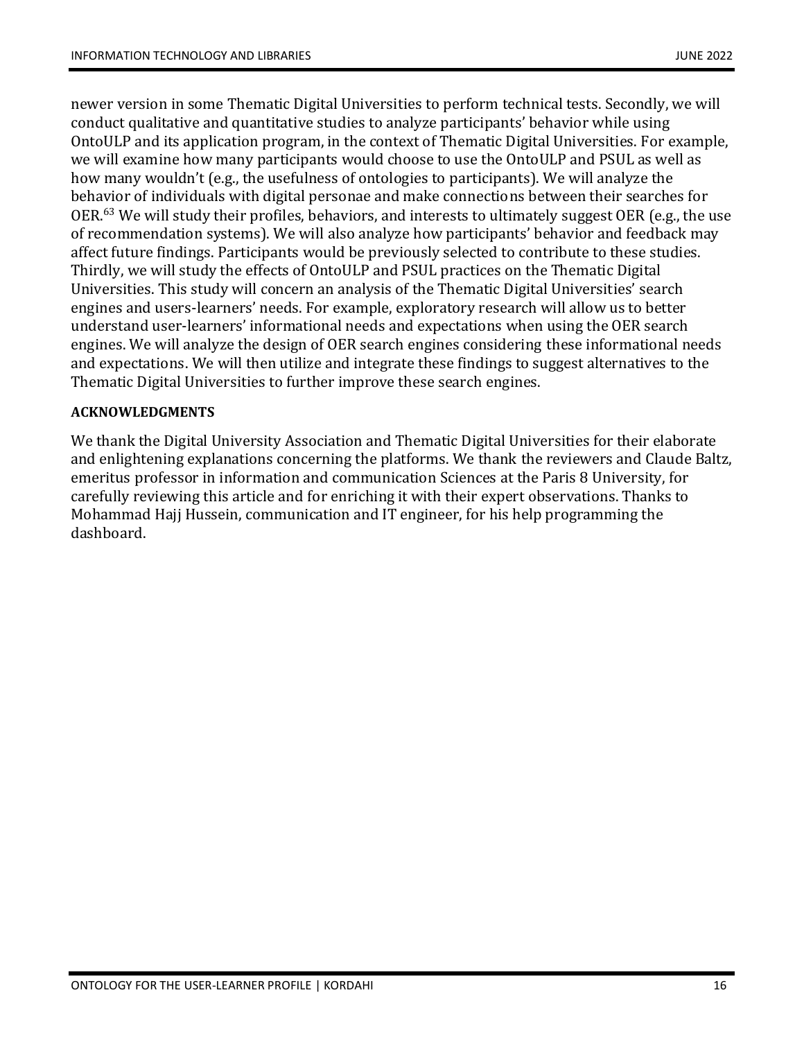newer version in some Thematic Digital Universities to perform technical tests. Secondly, we will conduct qualitative and quantitative studies to analyze participants' behavior while using OntoULP and its application program, in the context of Thematic Digital Universities. For example, we will examine how many participants would choose to use the OntoULP and PSUL as well as how many wouldn't (e.g., the usefulness of ontologies to participants). We will analyze the behavior of individuals with digital personae and make connections between their searches for OER.[63] We will study their profiles, behaviors, and interests to ultimately suggest OER (e.g., the use of recommendation systems). We will also analyze how participants' behavior and feedback may affect future findings. Participants would be previously selected to contribute to these studies. Thirdly, we will study the effects of OntoULP and PSUL practices on the Thematic Digital Universities. This study will concern an analysis of the Thematic Digital Universities' search engines and users-learners' needs. For example, exploratory research will allow us to better understand user-learners' informational needs and expectations when using the OER search engines. We will analyze the design of OER search engines considering these informational needs and expectations. We will then utilize and integrate these findings to suggest alternatives to the Thematic Digital Universities to further improve these search engines.

## ACKNOWLEDGMENTS

We thank the Digital University Association and Thematic Digital Universities for their elaborate and enlightening explanations concerning the platforms. We thank the reviewers and Claude Baltz, emeritus professor in information and communication Sciences at the Paris 8 University, for carefully reviewing this article and for enriching it with their expert observations. Thanks to Mohammad Hajj Hussein, communication and IT engineer, for his help programming the dashboard.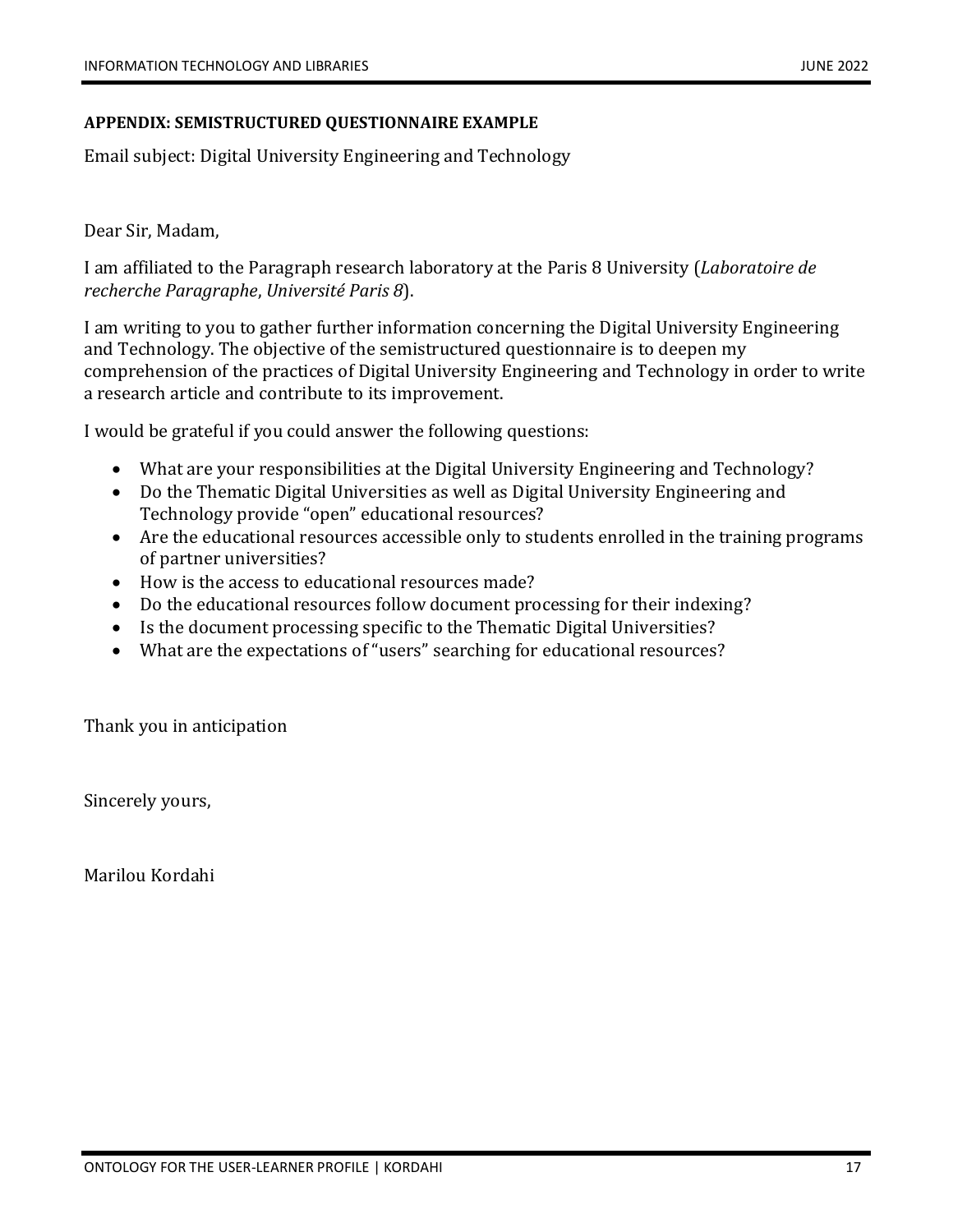## APPENDIX: SEMISTRUCTURED QUESTIONNAIRE EXAMPLE

Email subject: Digital University Engineering and Technology

Dear Sir, Madam,

I am affiliated to the Paragraph research laboratory at the Paris 8 University (*Laboratoire de recherche Paragraphe*, *Université Paris 8*).

I am writing to you to gather further information concerning the Digital University Engineering and Technology. The objective of the semistructured questionnaire is to deepen my comprehension of the practices of Digital University Engineering and Technology in order to write a research article and contribute to its improvement.

I would be grateful if you could answer the following questions:

- What are your responsibilities at the Digital University Engineering and Technology?
- Do the Thematic Digital Universities as well as Digital University Engineering and Technology provide "open" educational resources?
- Are the educational resources accessible only to students enrolled in the training programs of partner universities?
- How is the access to educational resources made?
- Do the educational resources follow document processing for their indexing?
- Is the document processing specific to the Thematic Digital Universities?
- What are the expectations of "users" searching for educational resources?

Thank you in anticipation

Sincerely yours,

Marilou Kordahi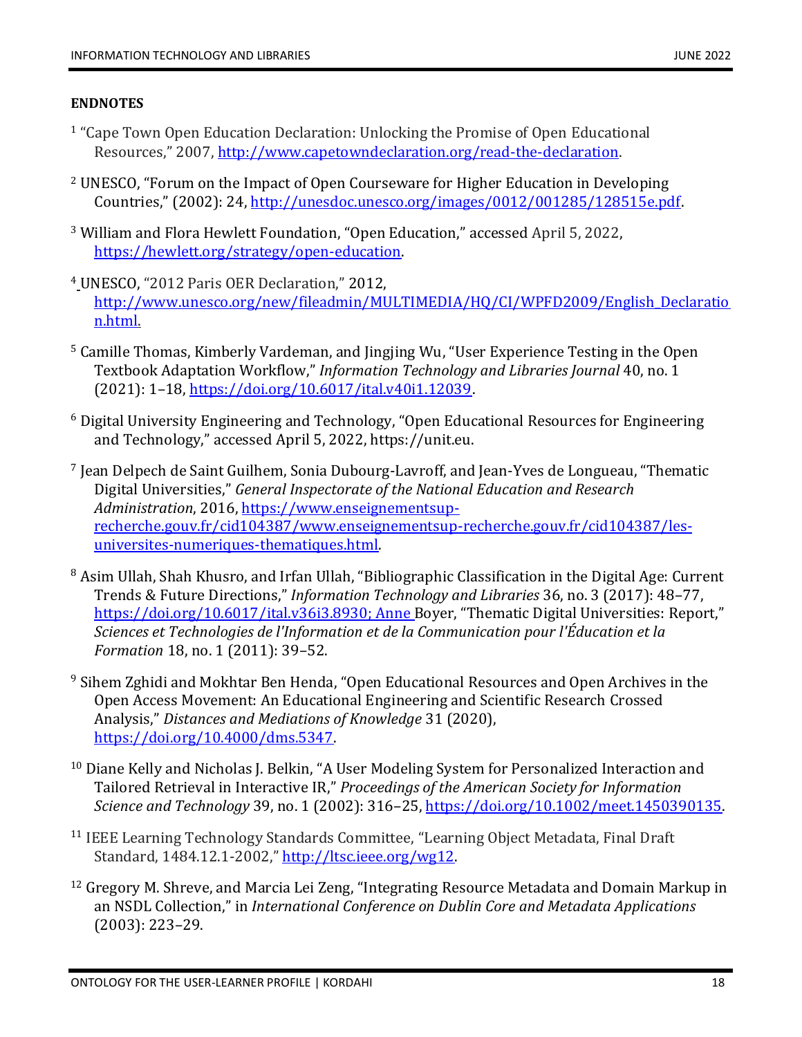**ENDNOTES**

[1] "Cape Town Open Education Declaration: Unlocking the Promise of Open Educational Resources," 2007, http://www.capetowndeclaration.org/read-the-declaration.

[2] UNESCO, "Forum on the Impact of Open Courseware for Higher Education in Developing Countries," (2002): 24, http://unesdoc.unesco.org/images/0012/001285/128515e.pdf.

[3] William and Flora Hewlett Foundation, "Open Education," accessed April 5, 2022, https://hewlett.org/strategy/open-education.

[4] UNESCO, "2012 Paris OER Declaration," 2012, http://www.unesco.org/new/fileadmin/MULTIMEDIA/HQ/CI/WPFD2009/English_Declaration.html.

[5] Camille Thomas, Kimberly Vardeman, and Jingjing Wu, "User Experience Testing in the Open Textbook Adaptation Workflow," *Information Technology and Libraries Journal* 40, no. 1 (2021): 1–18, https://doi.org/10.6017/ital.v40i1.12039.

[6] Digital University Engineering and Technology, "Open Educational Resources for Engineering and Technology," accessed April 5, 2022, https://unit.eu.

[7] Jean Delpech de Saint Guilhem, Sonia Dubourg-Lavroff, and Jean-Yves de Longueau, "Thematic Digital Universities," *General Inspectorate of the National Education and Research Administration*, 2016, https://www.enseignementsup-recherche.gouv.fr/cid104387/www.enseignementsup-recherche.gouv.fr/cid104387/les-universites-numeriques-thematiques.html.

[8] Asim Ullah, Shah Khusro, and Irfan Ullah, "Bibliographic Classification in the Digital Age: Current Trends & Future Directions," *Information Technology and Libraries* 36, no. 3 (2017): 48–77, https://doi.org/10.6017/ital.v36i3.8930; Anne Boyer, "Thematic Digital Universities: Report," *Sciences et Technologies de l'Information et de la Communication pour l'Éducation et la Formation* 18, no. 1 (2011): 39–52.

[9] Sihem Zghidi and Mokhtar Ben Henda, "Open Educational Resources and Open Archives in the Open Access Movement: An Educational Engineering and Scientific Research Crossed Analysis," *Distances and Mediations of Knowledge* 31 (2020), https://doi.org/10.4000/dms.5347.

[10] Diane Kelly and Nicholas J. Belkin, "A User Modeling System for Personalized Interaction and Tailored Retrieval in Interactive IR," *Proceedings of the American Society for Information Science and Technology* 39, no. 1 (2002): 316–25, https://doi.org/10.1002/meet.1450390135.

[11] IEEE Learning Technology Standards Committee, "Learning Object Metadata, Final Draft Standard, 1484.12.1-2002," http://ltsc.ieee.org/wg12.

[12] Gregory M. Shreve, and Marcia Lei Zeng, "Integrating Resource Metadata and Domain Markup in an NSDL Collection," in *International Conference on Dublin Core and Metadata Applications* (2003): 223–29.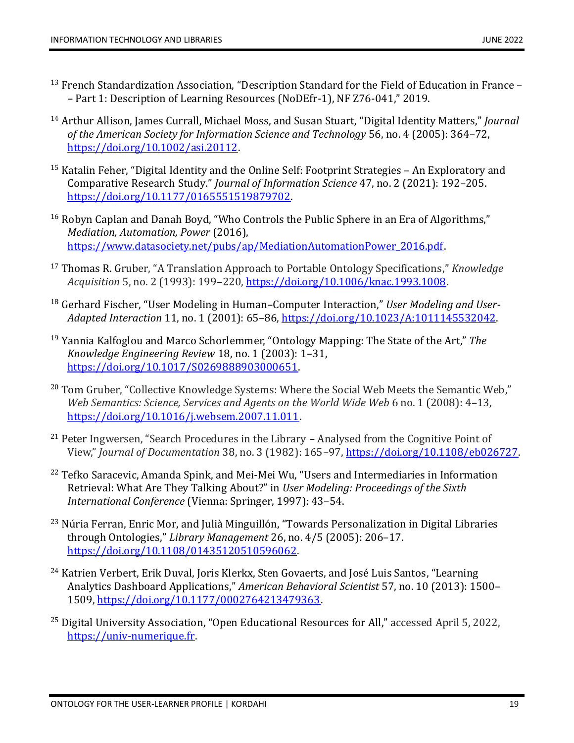[13] French Standardization Association, “Description Standard for the Field of Education in France – – Part 1: Description of Learning Resources (NoDEfr-1), NF Z76-041,” 2019.

[14] Arthur Allison, James Currall, Michael Moss, and Susan Stuart, “Digital Identity Matters,” *Journal of the American Society for Information Science and Technology* 56, no. 4 (2005): 364–72, https://doi.org/10.1002/asi.20112.

[15] Katalin Feher, “Digital Identity and the Online Self: Footprint Strategies – An Exploratory and Comparative Research Study.” *Journal of Information Science* 47, no. 2 (2021): 192–205. https://doi.org/10.1177/0165551519879702.

[16] Robyn Caplan and Danah Boyd, “Who Controls the Public Sphere in an Era of Algorithms,” *Mediation, Automation, Power* (2016), https://www.datasociety.net/pubs/ap/MediationAutomationPower_2016.pdf.

[17] Thomas R. Gruber, “A Translation Approach to Portable Ontology Specifications,” *Knowledge Acquisition* 5, no. 2 (1993): 199–220, https://doi.org/10.1006/knac.1993.1008.

[18] Gerhard Fischer, “User Modeling in Human–Computer Interaction,” *User Modeling and User-Adapted Interaction* 11, no. 1 (2001): 65–86, https://doi.org/10.1023/A:1011145532042.

[19] Yannia Kalfoglou and Marco Schorlemmer, “Ontology Mapping: The State of the Art,” *The Knowledge Engineering Review* 18, no. 1 (2003): 1–31, https://doi.org/10.1017/S0269888903000651.

[20] Tom Gruber, “Collective Knowledge Systems: Where the Social Web Meets the Semantic Web,” *Web Semantics: Science, Services and Agents on the World Wide Web* 6 no. 1 (2008): 4–13, https://doi.org/10.1016/j.websem.2007.11.011.

[21] Peter Ingwersen, “Search Procedures in the Library – Analysed from the Cognitive Point of View,” *Journal of Documentation* 38, no. 3 (1982): 165–97, https://doi.org/10.1108/eb026727.

[22] Tefko Saracevic, Amanda Spink, and Mei-Mei Wu, “Users and Intermediaries in Information Retrieval: What Are They Talking About?” in *User Modeling: Proceedings of the Sixth International Conference* (Vienna: Springer, 1997): 43–54.

[23] Núria Ferran, Enric Mor, and Julià Minguillón, “Towards Personalization in Digital Libraries through Ontologies,” *Library Management* 26, no. 4/5 (2005): 206–17. https://doi.org/10.1108/01435120510596062.

[24] Katrien Verbert, Erik Duval, Joris Klerkx, Sten Govaerts, and José Luis Santos, “Learning Analytics Dashboard Applications,” *American Behavioral Scientist* 57, no. 10 (2013): 1500–1509, https://doi.org/10.1177/0002764213479363.

[25] Digital University Association, “Open Educational Resources for All,” accessed April 5, 2022, https://univ-numerique.fr.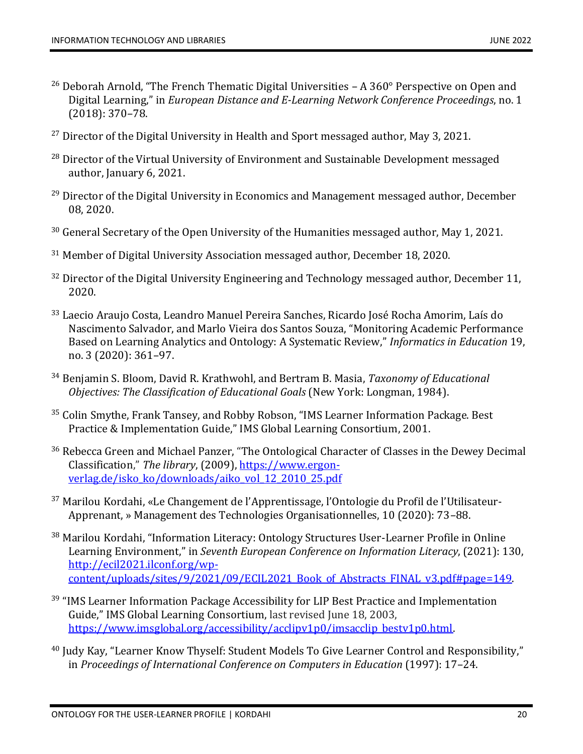[26] Deborah Arnold, "The French Thematic Digital Universities – A 360° Perspective on Open and Digital Learning," in *European Distance and E-Learning Network Conference Proceedings*, no. 1 (2018): 370–78.

[27] Director of the Digital University in Health and Sport messaged author, May 3, 2021.

[28] Director of the Virtual University of Environment and Sustainable Development messaged author, January 6, 2021.

[29] Director of the Digital University in Economics and Management messaged author, December 08, 2020.

[30] General Secretary of the Open University of the Humanities messaged author, May 1, 2021.

[31] Member of Digital University Association messaged author, December 18, 2020.

[32] Director of the Digital University Engineering and Technology messaged author, December 11, 2020.

[33] Laecio Araujo Costa, Leandro Manuel Pereira Sanches, Ricardo José Rocha Amorim, Laís do Nascimento Salvador, and Marlo Vieira dos Santos Souza, "Monitoring Academic Performance Based on Learning Analytics and Ontology: A Systematic Review," *Informatics in Education* 19, no. 3 (2020): 361–97.

[34] Benjamin S. Bloom, David R. Krathwohl, and Bertram B. Masia, *Taxonomy of Educational Objectives: The Classification of Educational Goals* (New York: Longman, 1984).

[35] Colin Smythe, Frank Tansey, and Robby Robson, "IMS Learner Information Package. Best Practice & Implementation Guide," IMS Global Learning Consortium, 2001.

[36] Rebecca Green and Michael Panzer, "The Ontological Character of Classes in the Dewey Decimal Classification," *The library*, (2009), https://www.ergon-verlag.de/isko_ko/downloads/aiko_vol_12_2010_25.pdf

[37] Marilou Kordahi, «Le Changement de l'Apprentissage, l'Ontologie du Profil de l'Utilisateur-Apprenant, » Management des Technologies Organisationnelles, 10 (2020): 73–88.

[38] Marilou Kordahi, "Information Literacy: Ontology Structures User-Learner Profile in Online Learning Environment," in *Seventh European Conference on Information Literacy*, (2021): 130, http://ecil2021.ilconf.org/wp-content/uploads/sites/9/2021/09/ECIL2021_Book_of_Abstracts_FINAL_v3.pdf#page=149.

[39] "IMS Learner Information Package Accessibility for LIP Best Practice and Implementation Guide," IMS Global Learning Consortium, last revised June 18, 2003, https://www.imsglobal.org/accessibility/acclipv1p0/imsacclip_bestv1p0.html.

[40] Judy Kay, "Learner Know Thyself: Student Models To Give Learner Control and Responsibility," in *Proceedings of International Conference on Computers in Education* (1997): 17–24.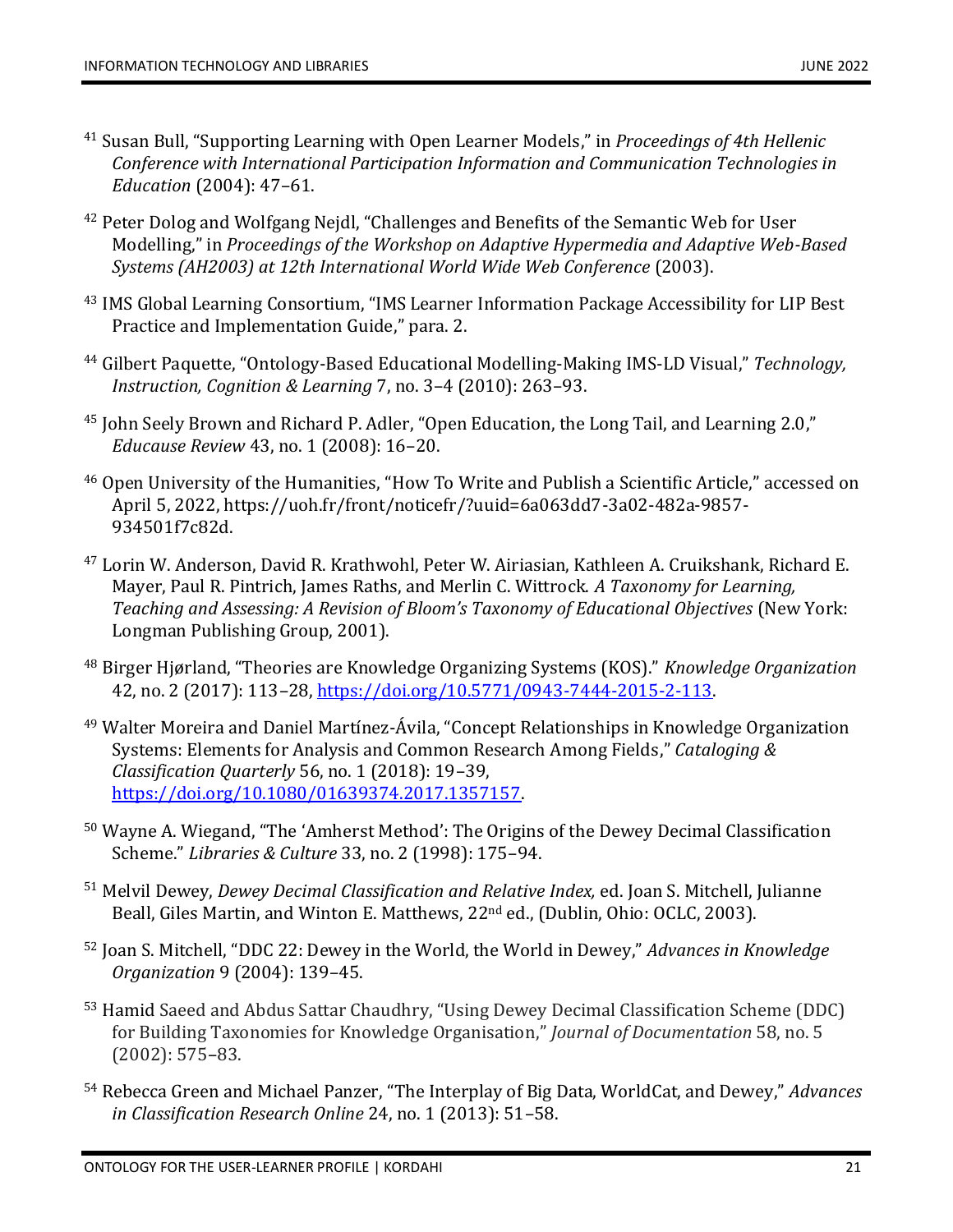[41] Susan Bull, "Supporting Learning with Open Learner Models," in *Proceedings of 4th Hellenic Conference with International Participation Information and Communication Technologies in Education* (2004): 47–61.

[42] Peter Dolog and Wolfgang Nejdl, "Challenges and Benefits of the Semantic Web for User Modelling," in *Proceedings of the Workshop on Adaptive Hypermedia and Adaptive Web-Based Systems (AH2003) at 12th International World Wide Web Conference* (2003).

[43] IMS Global Learning Consortium, "IMS Learner Information Package Accessibility for LIP Best Practice and Implementation Guide," para. 2.

[44] Gilbert Paquette, "Ontology-Based Educational Modelling-Making IMS-LD Visual," *Technology, Instruction, Cognition & Learning* 7, no. 3–4 (2010): 263–93.

[45] John Seely Brown and Richard P. Adler, "Open Education, the Long Tail, and Learning 2.0," *Educause Review* 43, no. 1 (2008): 16–20.

[46] Open University of the Humanities, "How To Write and Publish a Scientific Article," accessed on April 5, 2022, https://uoh.fr/front/noticefr/?uuid=6a063dd7-3a02-482a-9857-934501f7c82d.

[47] Lorin W. Anderson, David R. Krathwohl, Peter W. Airiasian, Kathleen A. Cruikshank, Richard E. Mayer, Paul R. Pintrich, James Raths, and Merlin C. Wittrock. *A Taxonomy for Learning, Teaching and Assessing: A Revision of Bloom's Taxonomy of Educational Objectives* (New York: Longman Publishing Group, 2001).

[48] Birger Hjørland, "Theories are Knowledge Organizing Systems (KOS)." *Knowledge Organization* 42, no. 2 (2017): 113–28, https://doi.org/10.5771/0943-7444-2015-2-113.

[49] Walter Moreira and Daniel Martínez-Ávila, "Concept Relationships in Knowledge Organization Systems: Elements for Analysis and Common Research Among Fields," *Cataloging & Classification Quarterly* 56, no. 1 (2018): 19–39, https://doi.org/10.1080/01639374.2017.1357157.

[50] Wayne A. Wiegand, "The 'Amherst Method': The Origins of the Dewey Decimal Classification Scheme." *Libraries & Culture* 33, no. 2 (1998): 175–94.

[51] Melvil Dewey, *Dewey Decimal Classification and Relative Index,* ed. Joan S. Mitchell, Julianne Beall, Giles Martin, and Winton E. Matthews, 22nd ed., (Dublin, Ohio: OCLC, 2003).

[52] Joan S. Mitchell, "DDC 22: Dewey in the World, the World in Dewey," *Advances in Knowledge Organization* 9 (2004): 139–45.

[53] Hamid Saeed and Abdus Sattar Chaudhry, "Using Dewey Decimal Classification Scheme (DDC) for Building Taxonomies for Knowledge Organisation," *Journal of Documentation* 58, no. 5 (2002): 575–83.

[54] Rebecca Green and Michael Panzer, "The Interplay of Big Data, WorldCat, and Dewey," *Advances in Classification Research Online* 24, no. 1 (2013): 51–58.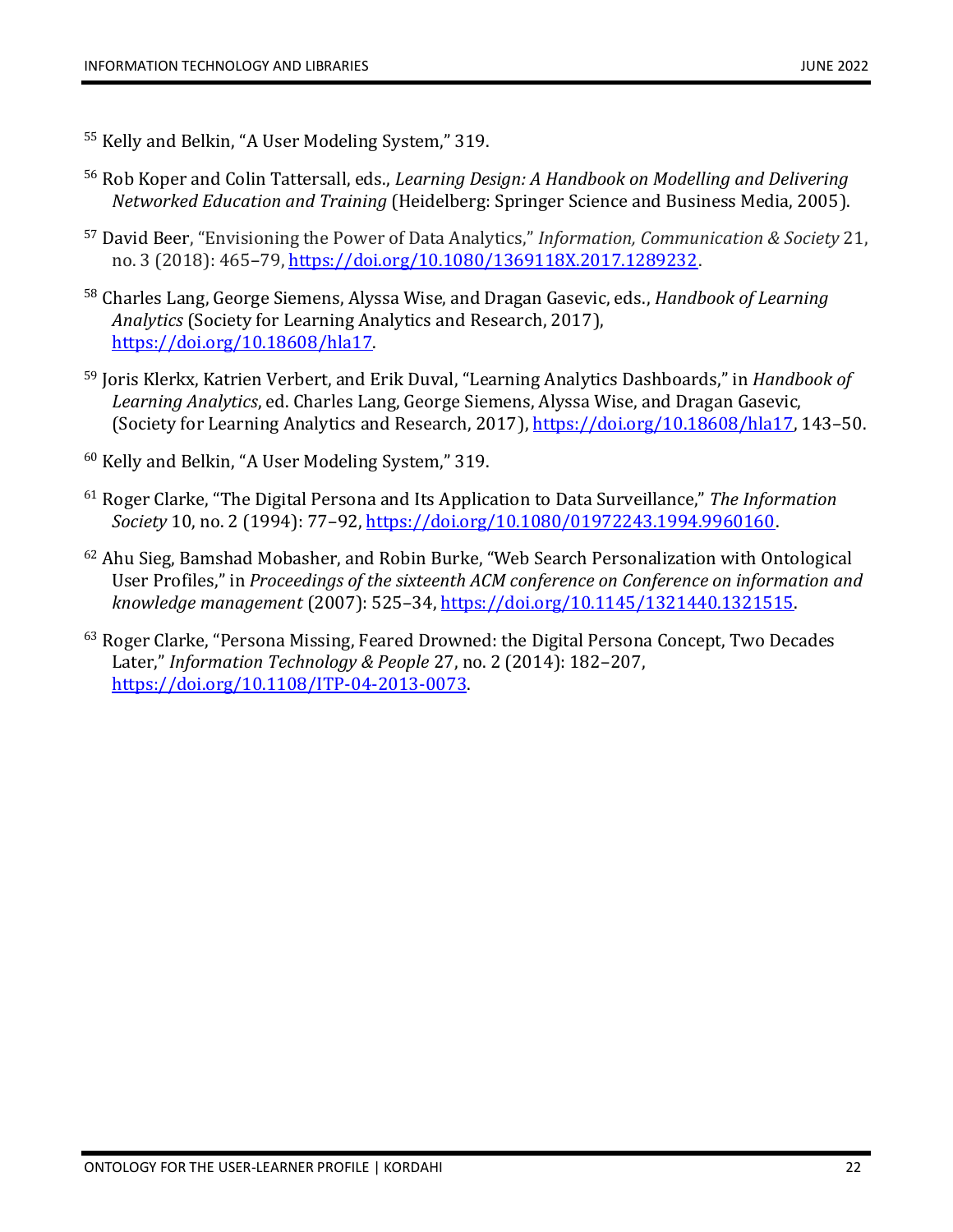[55] Kelly and Belkin, "A User Modeling System," 319.

[56] Rob Koper and Colin Tattersall, eds., *Learning Design: A Handbook on Modelling and Delivering Networked Education and Training* (Heidelberg: Springer Science and Business Media, 2005).

[57] David Beer, "Envisioning the Power of Data Analytics," *Information, Communication & Society* 21, no. 3 (2018): 465–79, https://doi.org/10.1080/1369118X.2017.1289232.

[58] Charles Lang, George Siemens, Alyssa Wise, and Dragan Gasevic, eds., *Handbook of Learning Analytics* (Society for Learning Analytics and Research, 2017), https://doi.org/10.18608/hla17.

[59] Joris Klerkx, Katrien Verbert, and Erik Duval, "Learning Analytics Dashboards," in *Handbook of Learning Analytics*, ed. Charles Lang, George Siemens, Alyssa Wise, and Dragan Gasevic, (Society for Learning Analytics and Research, 2017), https://doi.org/10.18608/hla17, 143–50.

[60] Kelly and Belkin, "A User Modeling System," 319.

[61] Roger Clarke, "The Digital Persona and Its Application to Data Surveillance," *The Information Society* 10, no. 2 (1994): 77–92, https://doi.org/10.1080/01972243.1994.9960160.

[62] Ahu Sieg, Bamshad Mobasher, and Robin Burke, "Web Search Personalization with Ontological User Profiles," in *Proceedings of the sixteenth ACM conference on Conference on information and knowledge management* (2007): 525–34, https://doi.org/10.1145/1321440.1321515.

[63] Roger Clarke, "Persona Missing, Feared Drowned: the Digital Persona Concept, Two Decades Later," *Information Technology & People* 27, no. 2 (2014): 182–207, https://doi.org/10.1108/ITP-04-2013-0073.